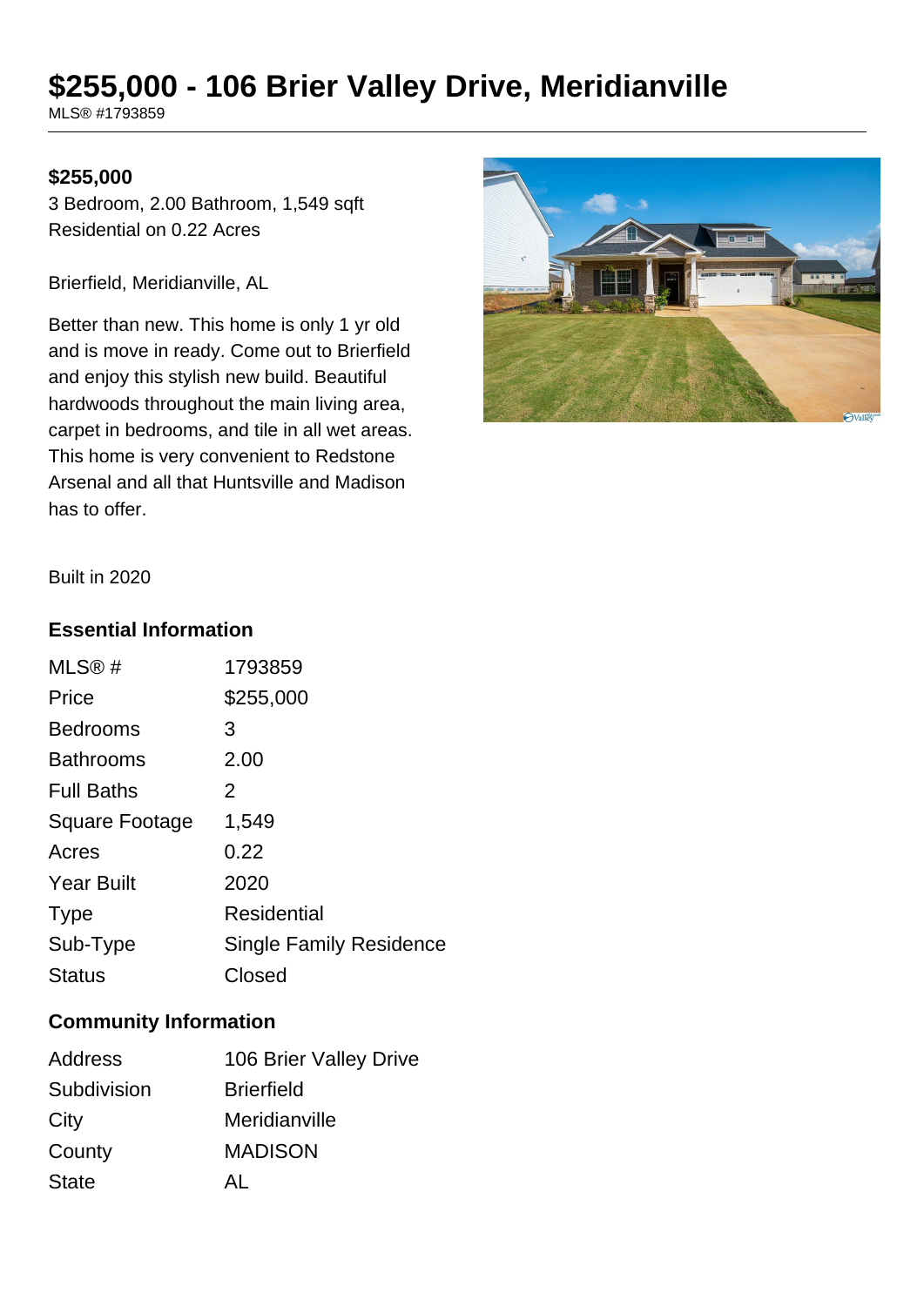# $255,000 - 106 Brier Valley Drive, Meridianville

MLS® #1793859

**$255,000**

3 Bedroom, 2.00 Bathroom, 1,549 sqft
Residential on 0.22 Acres

Brierfield, Meridianville, AL

Better than new. This home is only 1 yr old and is move in ready. Come out to Brierfield and enjoy this stylish new build. Beautiful hardwoods throughout the main living area, carpet in bedrooms, and tile in all wet areas. This home is very convenient to Redstone Arsenal and all that Huntsville and Madison has to offer.

Built in 2020

## Essential Information

| | |
|---|---|
| MLS® # | 1793859 |
| Price | $255,000 |
| Bedrooms | 3 |
| Bathrooms | 2.00 |
| Full Baths | 2 |
| Square Footage | 1,549 |
| Acres | 0.22 |
| Year Built | 2020 |
| Type | Residential |
| Sub-Type | Single Family Residence |
| Status | Closed |

## Community Information

| | |
|---|---|
| Address | 106 Brier Valley Drive |
| Subdivision | Brierfield |
| City | Meridianville |
| County | MADISON |
| State | AL |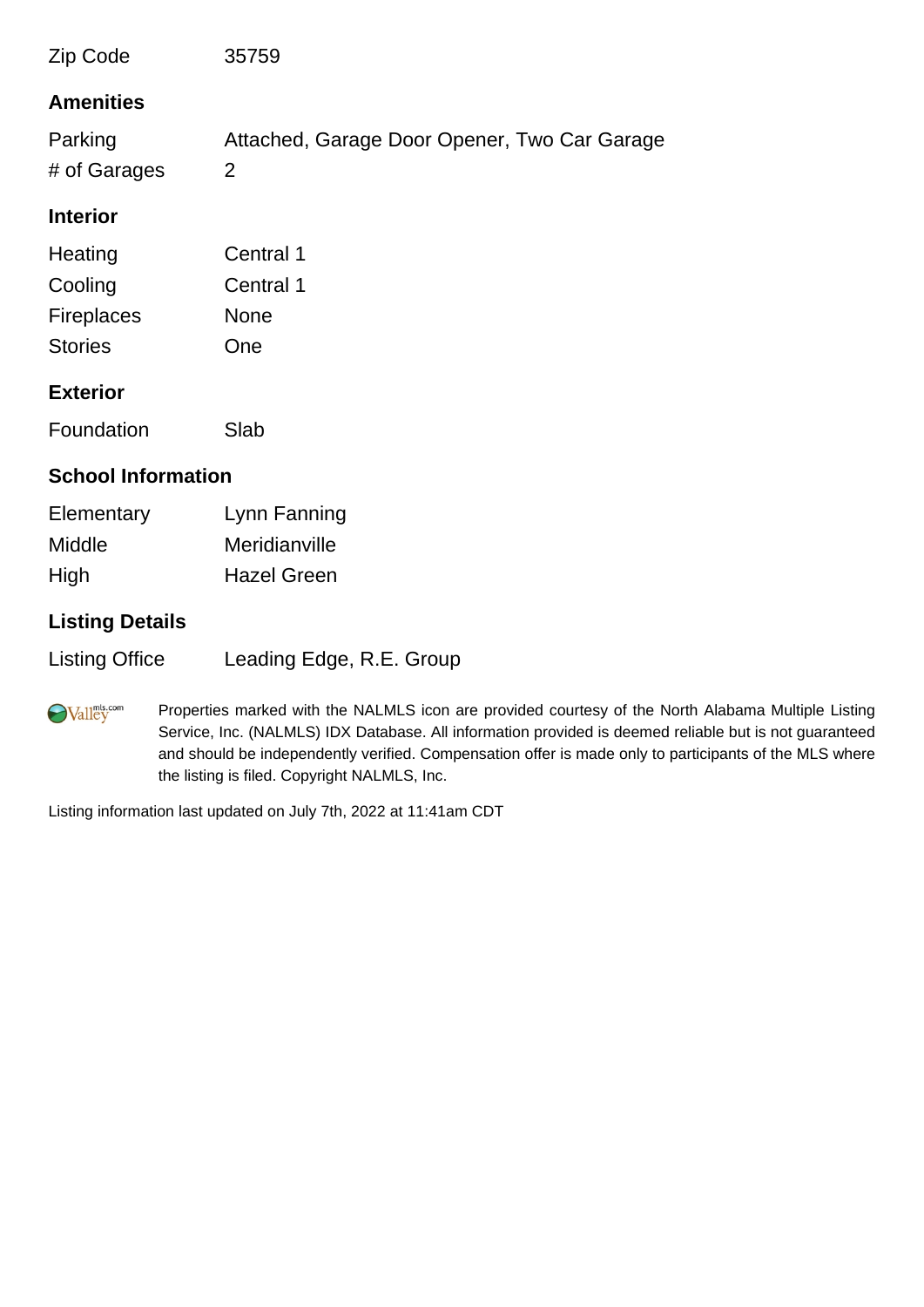| | |
|---|---|
| Zip Code | 35759 |

## Amenities

| | |
|---|---|
| Parking | Attached, Garage Door Opener, Two Car Garage |
| # of Garages | 2 |

## Interior

| | |
|---|---|
| Heating | Central 1 |
| Cooling | Central 1 |
| Fireplaces | None |
| Stories | One |

## Exterior

| | |
|---|---|
| Foundation | Slab |

## School Information

| | |
|---|---|
| Elementary | Lynn Fanning |
| Middle | Meridianville |
| High | Hazel Green |

## Listing Details

| | |
|---|---|
| Listing Office | Leading Edge, R.E. Group |

Properties marked with the NALMLS icon are provided courtesy of the North Alabama Multiple Listing Service, Inc. (NALMLS) IDX Database. All information provided is deemed reliable but is not guaranteed and should be independently verified. Compensation offer is made only to participants of the MLS where the listing is filed. Copyright NALMLS, Inc.

Listing information last updated on July 7th, 2022 at 11:41am CDT